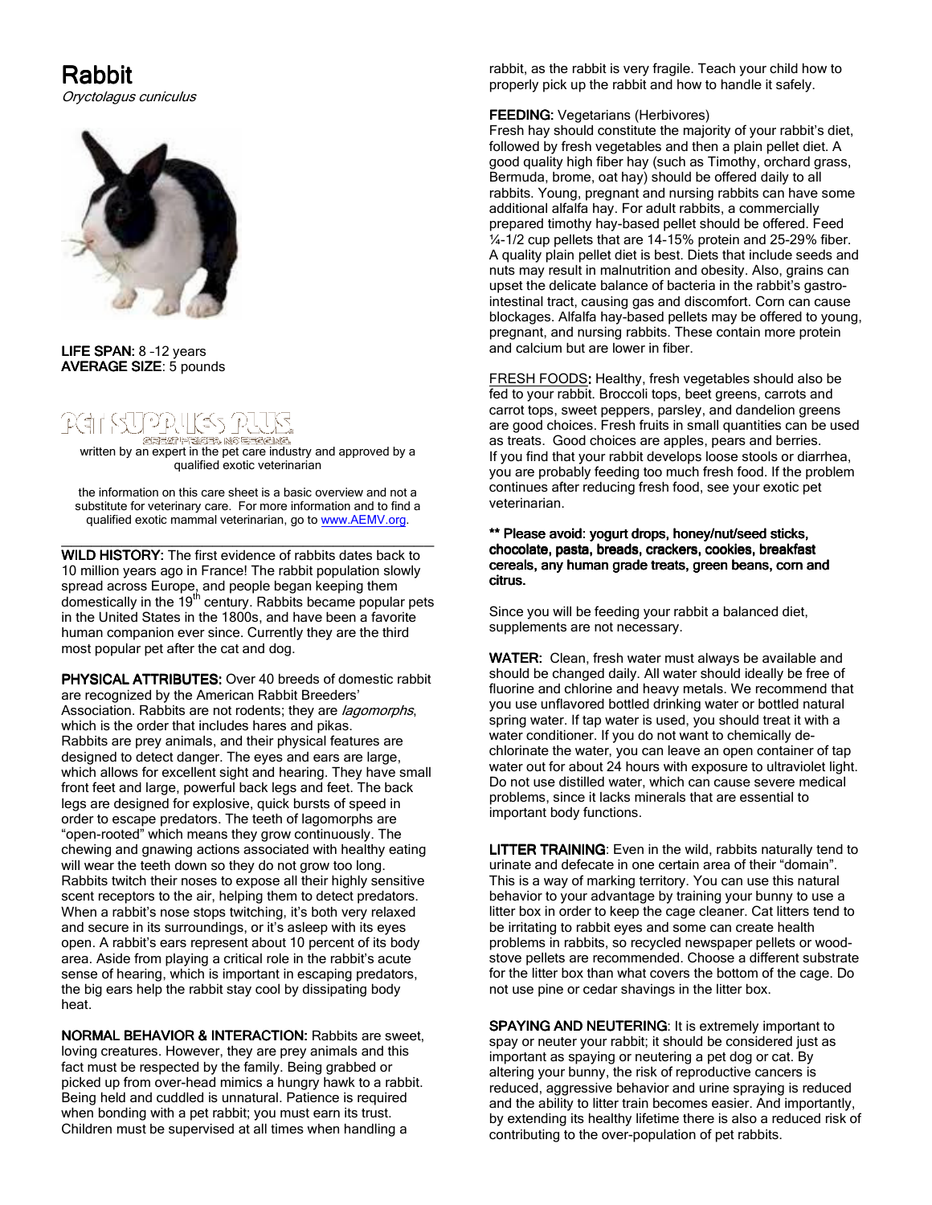# Rabbit

*Oryctolagus cuniculus*

**LIFE SPAN:** 8 –12 years
**AVERAGE SIZE**: 5 pounds

PET SUPPLIES PLUS
GREAT PRICES. NO BEGGING.

written by an expert in the pet care industry and approved by a qualified exotic veterinarian

the information on this care sheet is a basic overview and not a substitute for veterinary care. For more information and to find a qualified exotic mammal veterinarian, go to www.AEMV.org.

**WILD HISTORY:** The first evidence of rabbits dates back to 10 million years ago in France! The rabbit population slowly spread across Europe, and people began keeping them domestically in the 19th century. Rabbits became popular pets in the United States in the 1800s, and have been a favorite human companion ever since. Currently they are the third most popular pet after the cat and dog.

**PHYSICAL ATTRIBUTES:** Over 40 breeds of domestic rabbit are recognized by the American Rabbit Breeders' Association. Rabbits are not rodents; they are *lagomorphs*, which is the order that includes hares and pikas. Rabbits are prey animals, and their physical features are designed to detect danger. The eyes and ears are large, which allows for excellent sight and hearing. They have small front feet and large, powerful back legs and feet. The back legs are designed for explosive, quick bursts of speed in order to escape predators. The teeth of lagomorphs are "open-rooted" which means they grow continuously. The chewing and gnawing actions associated with healthy eating will wear the teeth down so they do not grow too long. Rabbits twitch their noses to expose all their highly sensitive scent receptors to the air, helping them to detect predators. When a rabbit's nose stops twitching, it's both very relaxed and secure in its surroundings, or it's asleep with its eyes open. A rabbit's ears represent about 10 percent of its body area. Aside from playing a critical role in the rabbit's acute sense of hearing, which is important in escaping predators, the big ears help the rabbit stay cool by dissipating body heat.

**NORMAL BEHAVIOR & INTERACTION:** Rabbits are sweet, loving creatures. However, they are prey animals and this fact must be respected by the family. Being grabbed or picked up from over-head mimics a hungry hawk to a rabbit. Being held and cuddled is unnatural. Patience is required when bonding with a pet rabbit; you must earn its trust. Children must be supervised at all times when handling a rabbit, as the rabbit is very fragile. Teach your child how to properly pick up the rabbit and how to handle it safely.

**FEEDING:** Vegetarians (Herbivores)
Fresh hay should constitute the majority of your rabbit's diet, followed by fresh vegetables and then a plain pellet diet. A good quality high fiber hay (such as Timothy, orchard grass, Bermuda, brome, oat hay) should be offered daily to all rabbits. Young, pregnant and nursing rabbits can have some additional alfalfa hay. For adult rabbits, a commercially prepared timothy hay-based pellet should be offered. Feed ¼-1/2 cup pellets that are 14-15% protein and 25-29% fiber. A quality plain pellet diet is best. Diets that include seeds and nuts may result in malnutrition and obesity. Also, grains can upset the delicate balance of bacteria in the rabbit's gastro-intestinal tract, causing gas and discomfort. Corn can cause blockages. Alfalfa hay-based pellets may be offered to young, pregnant, and nursing rabbits. These contain more protein and calcium but are lower in fiber.

FRESH FOODS**:** Healthy, fresh vegetables should also be fed to your rabbit. Broccoli tops, beet greens, carrots and carrot tops, sweet peppers, parsley, and dandelion greens are good choices. Fresh fruits in small quantities can be used as treats. Good choices are apples, pears and berries. If you find that your rabbit develops loose stools or diarrhea, you are probably feeding too much fresh food. If the problem continues after reducing fresh food, see your exotic pet veterinarian.

**** Please avoid: yogurt drops, honey/nut/seed sticks, chocolate, pasta, breads, crackers, cookies, breakfast cereals, any human grade treats, green beans, corn and citrus.**

Since you will be feeding your rabbit a balanced diet, supplements are not necessary.

**WATER:** Clean, fresh water must always be available and should be changed daily. All water should ideally be free of fluorine and chlorine and heavy metals. We recommend that you use unflavored bottled drinking water or bottled natural spring water. If tap water is used, you should treat it with a water conditioner. If you do not want to chemically de-chlorinate the water, you can leave an open container of tap water out for about 24 hours with exposure to ultraviolet light. Do not use distilled water, which can cause severe medical problems, since it lacks minerals that are essential to important body functions.

**LITTER TRAINING**: Even in the wild, rabbits naturally tend to urinate and defecate in one certain area of their "domain". This is a way of marking territory. You can use this natural behavior to your advantage by training your bunny to use a litter box in order to keep the cage cleaner. Cat litters tend to be irritating to rabbit eyes and some can create health problems in rabbits, so recycled newspaper pellets or wood-stove pellets are recommended. Choose a different substrate for the litter box than what covers the bottom of the cage. Do not use pine or cedar shavings in the litter box.

**SPAYING AND NEUTERING**: It is extremely important to spay or neuter your rabbit; it should be considered just as important as spaying or neutering a pet dog or cat. By altering your bunny, the risk of reproductive cancers is reduced, aggressive behavior and urine spraying is reduced and the ability to litter train becomes easier. And importantly, by extending its healthy lifetime there is also a reduced risk of contributing to the over-population of pet rabbits.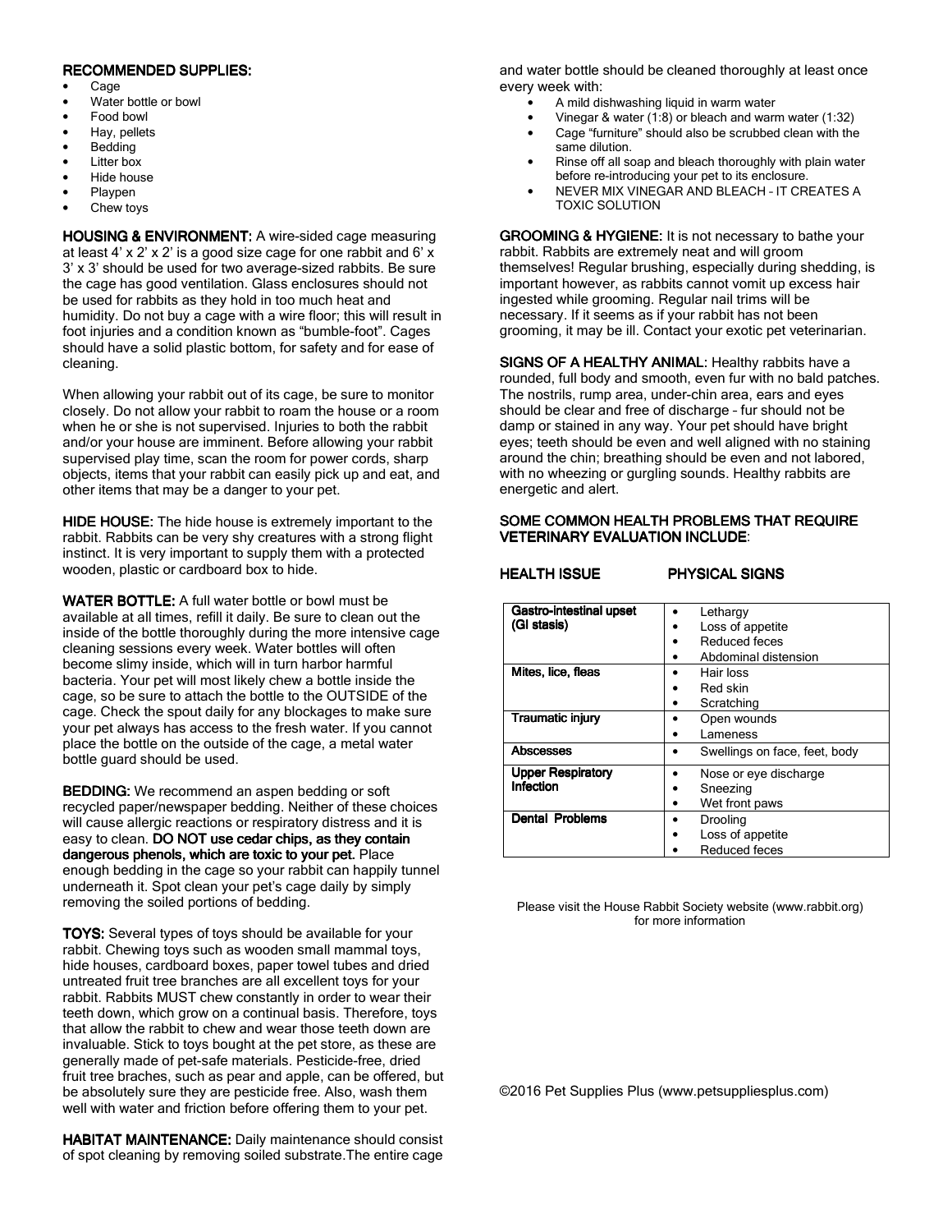**RECOMMENDED SUPPLIES:**

- Cage
- Water bottle or bowl
- Food bowl
- Hay, pellets
- Bedding
- Litter box
- Hide house
- Playpen
- Chew toys

**HOUSING & ENVIRONMENT:** A wire-sided cage measuring at least 4' x 2' x 2' is a good size cage for one rabbit and 6' x 3' x 3' should be used for two average-sized rabbits. Be sure the cage has good ventilation. Glass enclosures should not be used for rabbits as they hold in too much heat and humidity. Do not buy a cage with a wire floor; this will result in foot injuries and a condition known as "bumble-foot". Cages should have a solid plastic bottom, for safety and for ease of cleaning.

When allowing your rabbit out of its cage, be sure to monitor closely. Do not allow your rabbit to roam the house or a room when he or she is not supervised. Injuries to both the rabbit and/or your house are imminent. Before allowing your rabbit supervised play time, scan the room for power cords, sharp objects, items that your rabbit can easily pick up and eat, and other items that may be a danger to your pet.

**HIDE HOUSE:** The hide house is extremely important to the rabbit. Rabbits can be very shy creatures with a strong flight instinct. It is very important to supply them with a protected wooden, plastic or cardboard box to hide.

**WATER BOTTLE:** A full water bottle or bowl must be available at all times, refill it daily. Be sure to clean out the inside of the bottle thoroughly during the more intensive cage cleaning sessions every week. Water bottles will often become slimy inside, which will in turn harbor harmful bacteria. Your pet will most likely chew a bottle inside the cage, so be sure to attach the bottle to the OUTSIDE of the cage. Check the spout daily for any blockages to make sure your pet always has access to the fresh water. If you cannot place the bottle on the outside of the cage, a metal water bottle guard should be used.

**BEDDING:** We recommend an aspen bedding or soft recycled paper/newspaper bedding. Neither of these choices will cause allergic reactions or respiratory distress and it is easy to clean. **DO NOT use cedar chips, as they contain dangerous phenols, which are toxic to your pet.** Place enough bedding in the cage so your rabbit can happily tunnel underneath it. Spot clean your pet's cage daily by simply removing the soiled portions of bedding.

**TOYS:** Several types of toys should be available for your rabbit. Chewing toys such as wooden small mammal toys, hide houses, cardboard boxes, paper towel tubes and dried untreated fruit tree branches are all excellent toys for your rabbit. Rabbits MUST chew constantly in order to wear their teeth down, which grow on a continual basis. Therefore, toys that allow the rabbit to chew and wear those teeth down are invaluable. Stick to toys bought at the pet store, as these are generally made of pet-safe materials. Pesticide-free, dried fruit tree braches, such as pear and apple, can be offered, but be absolutely sure they are pesticide free. Also, wash them well with water and friction before offering them to your pet.

**HABITAT MAINTENANCE:** Daily maintenance should consist of spot cleaning by removing soiled substrate.The entire cage and water bottle should be cleaned thoroughly at least once every week with:

- A mild dishwashing liquid in warm water
- Vinegar & water (1:8) or bleach and warm water (1:32)
- Cage "furniture" should also be scrubbed clean with the same dilution.
- Rinse off all soap and bleach thoroughly with plain water before re-introducing your pet to its enclosure.
- NEVER MIX VINEGAR AND BLEACH – IT CREATES A TOXIC SOLUTION

**GROOMING & HYGIENE:** It is not necessary to bathe your rabbit. Rabbits are extremely neat and will groom themselves! Regular brushing, especially during shedding, is important however, as rabbits cannot vomit up excess hair ingested while grooming. Regular nail trims will be necessary. If it seems as if your rabbit has not been grooming, it may be ill. Contact your exotic pet veterinarian.

**SIGNS OF A HEALTHY ANIMAL:** Healthy rabbits have a rounded, full body and smooth, even fur with no bald patches. The nostrils, rump area, under-chin area, ears and eyes should be clear and free of discharge – fur should not be damp or stained in any way. Your pet should have bright eyes; teeth should be even and well aligned with no staining around the chin; breathing should be even and not labored, with no wheezing or gurgling sounds. Healthy rabbits are energetic and alert.

**SOME COMMON HEALTH PROBLEMS THAT REQUIRE VETERINARY EVALUATION INCLUDE:**

| HEALTH ISSUE | PHYSICAL SIGNS |
|---|---|
| **Gastro-intestinal upset (GI stasis)** | • Lethargy<br>• Loss of appetite<br>• Reduced feces<br>• Abdominal distension |
| **Mites, lice, fleas** | • Hair loss<br>• Red skin<br>• Scratching |
| **Traumatic injury** | • Open wounds<br>• Lameness |
| **Abscesses** | • Swellings on face, feet, body |
| **Upper Respiratory Infection** | • Nose or eye discharge<br>• Sneezing<br>• Wet front paws |
| **Dental Problems** | • Drooling<br>• Loss of appetite<br>• Reduced feces |

Please visit the House Rabbit Society website (www.rabbit.org) for more information

©2016 Pet Supplies Plus (www.petsuppliesplus.com)